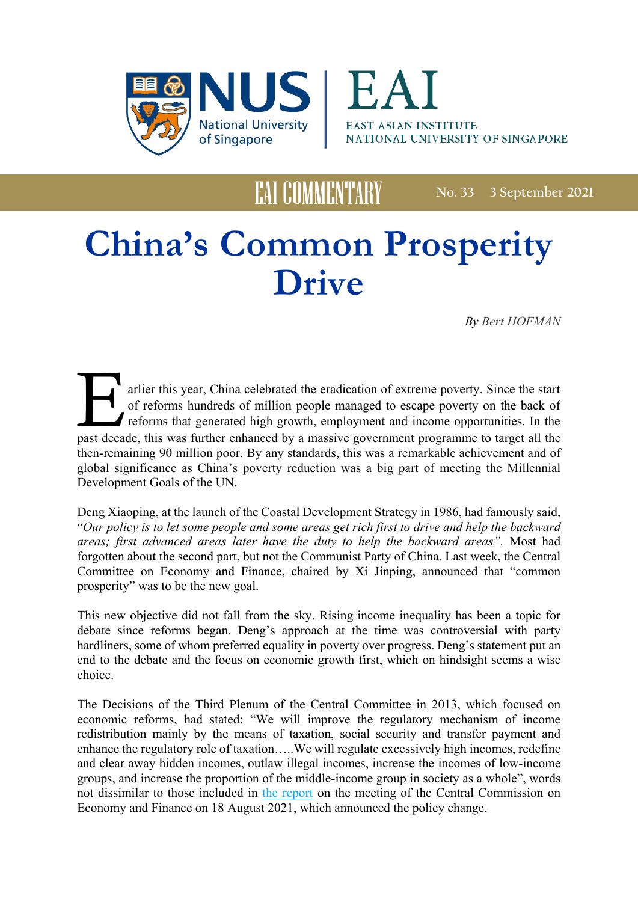EAI COMMENTARY No. 33 3 September 2021

# China's Common Prosperity Drive

*By Bert HOFMAN*

Earlier this year, China celebrated the eradication of extreme poverty. Since the start of reforms hundreds of million people managed to escape poverty on the back of reforms that generated high growth, employment and income opportunities. In the past decade, this was further enhanced by a massive government programme to target all the then-remaining 90 million poor. By any standards, this was a remarkable achievement and of global significance as China's poverty reduction was a big part of meeting the Millennial Development Goals of the UN.

Deng Xiaoping, at the launch of the Coastal Development Strategy in 1986, had famously said, "*Our policy is to let some people and some areas get rich first to drive and help the backward areas; first advanced areas later have the duty to help the backward areas".* Most had forgotten about the second part, but not the Communist Party of China. Last week, the Central Committee on Economy and Finance, chaired by Xi Jinping, announced that "common prosperity" was to be the new goal.

This new objective did not fall from the sky. Rising income inequality has been a topic for debate since reforms began. Deng's approach at the time was controversial with party hardliners, some of whom preferred equality in poverty over progress. Deng's statement put an end to the debate and the focus on economic growth first, which on hindsight seems a wise choice.

The Decisions of the Third Plenum of the Central Committee in 2013, which focused on economic reforms, had stated: "We will improve the regulatory mechanism of income redistribution mainly by the means of taxation, social security and transfer payment and enhance the regulatory role of taxation…..We will regulate excessively high incomes, redefine and clear away hidden incomes, outlaw illegal incomes, increase the incomes of low-income groups, and increase the proportion of the middle-income group in society as a whole", words not dissimilar to those included in the report on the meeting of the Central Commission on Economy and Finance on 18 August 2021, which announced the policy change.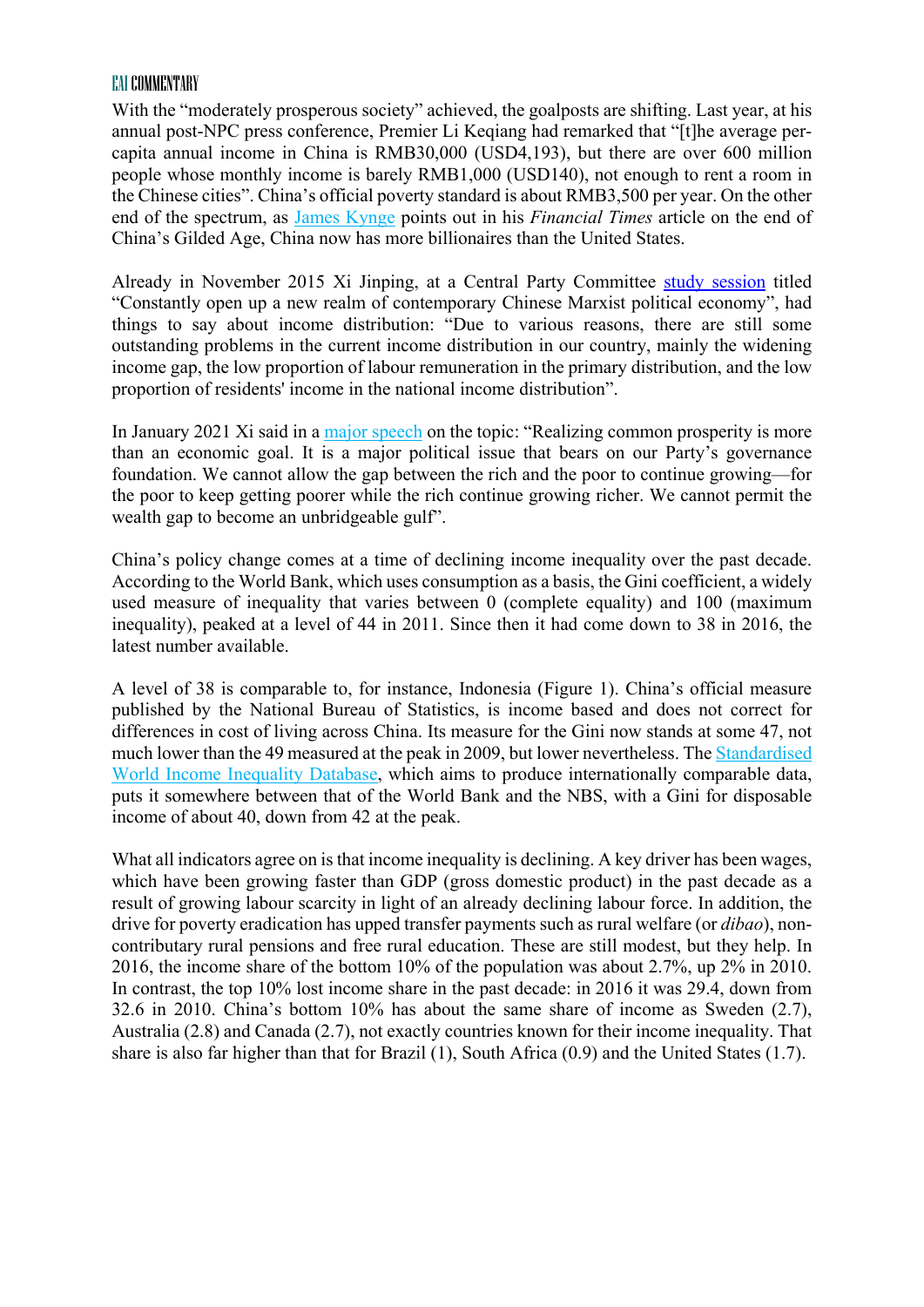With the "moderately prosperous society" achieved, the goalposts are shifting. Last year, at his annual post-NPC press conference, Premier Li Keqiang had remarked that "[t]he average per-capita annual income in China is RMB30,000 (USD4,193), but there are over 600 million people whose monthly income is barely RMB1,000 (USD140), not enough to rent a room in the Chinese cities". China's official poverty standard is about RMB3,500 per year. On the other end of the spectrum, as James Kynge points out in his *Financial Times* article on the end of China's Gilded Age, China now has more billionaires than the United States.

Already in November 2015 Xi Jinping, at a Central Party Committee study session titled "Constantly open up a new realm of contemporary Chinese Marxist political economy", had things to say about income distribution: "Due to various reasons, there are still some outstanding problems in the current income distribution in our country, mainly the widening income gap, the low proportion of labour remuneration in the primary distribution, and the low proportion of residents' income in the national income distribution".

In January 2021 Xi said in a major speech on the topic: "Realizing common prosperity is more than an economic goal. It is a major political issue that bears on our Party's governance foundation. We cannot allow the gap between the rich and the poor to continue growing—for the poor to keep getting poorer while the rich continue growing richer. We cannot permit the wealth gap to become an unbridgeable gulf".

China's policy change comes at a time of declining income inequality over the past decade. According to the World Bank, which uses consumption as a basis, the Gini coefficient, a widely used measure of inequality that varies between 0 (complete equality) and 100 (maximum inequality), peaked at a level of 44 in 2011. Since then it had come down to 38 in 2016, the latest number available.

A level of 38 is comparable to, for instance, Indonesia (Figure 1). China's official measure published by the National Bureau of Statistics, is income based and does not correct for differences in cost of living across China. Its measure for the Gini now stands at some 47, not much lower than the 49 measured at the peak in 2009, but lower nevertheless. The Standardised World Income Inequality Database, which aims to produce internationally comparable data, puts it somewhere between that of the World Bank and the NBS, with a Gini for disposable income of about 40, down from 42 at the peak.

What all indicators agree on is that income inequality is declining. A key driver has been wages, which have been growing faster than GDP (gross domestic product) in the past decade as a result of growing labour scarcity in light of an already declining labour force. In addition, the drive for poverty eradication has upped transfer payments such as rural welfare (or *dibao*), non-contributary rural pensions and free rural education. These are still modest, but they help. In 2016, the income share of the bottom 10% of the population was about 2.7%, up 2% in 2010. In contrast, the top 10% lost income share in the past decade: in 2016 it was 29.4, down from 32.6 in 2010. China's bottom 10% has about the same share of income as Sweden (2.7), Australia (2.8) and Canada (2.7), not exactly countries known for their income inequality. That share is also far higher than that for Brazil (1), South Africa (0.9) and the United States (1.7).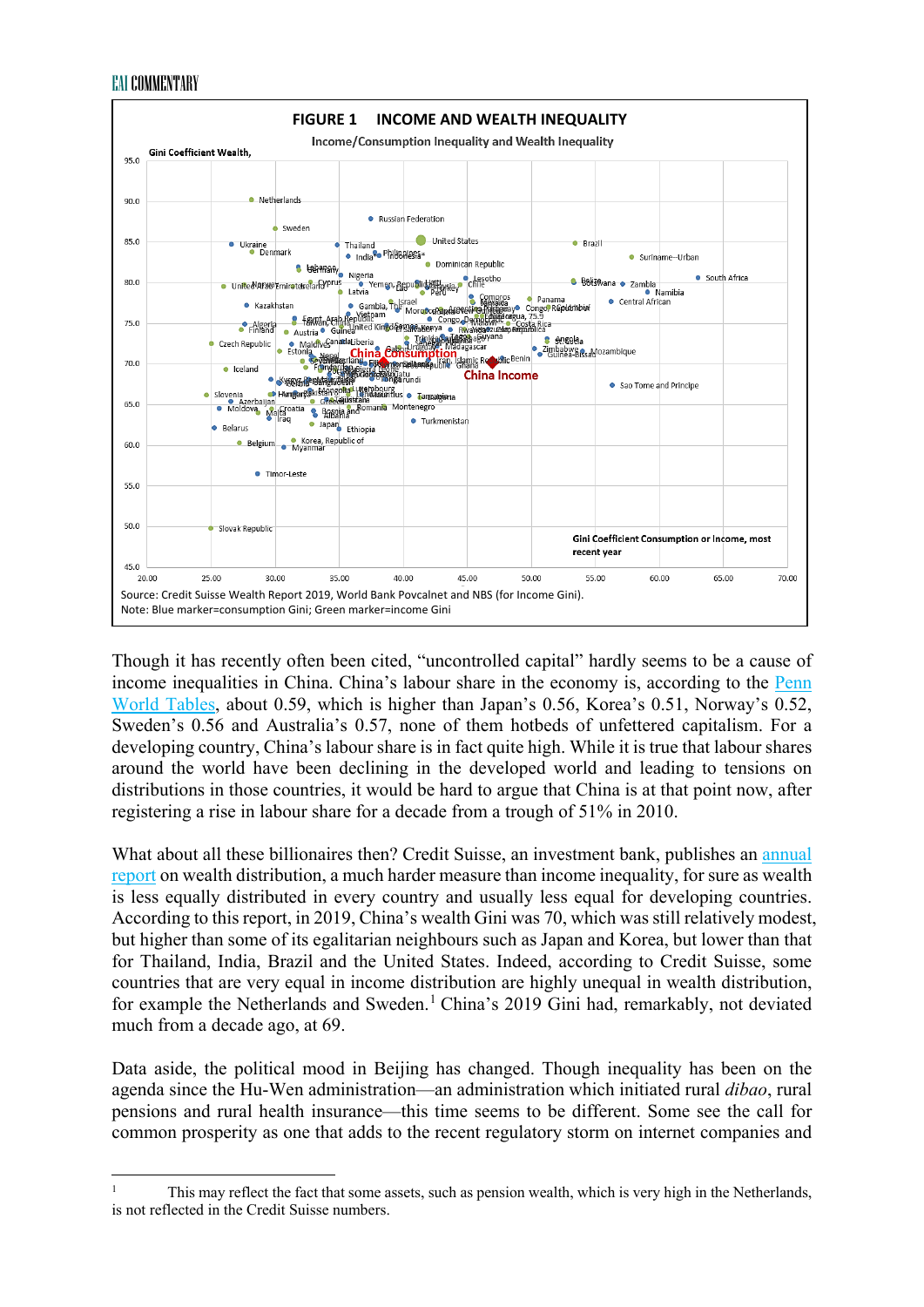**FIGURE 1 INCOME AND WEALTH INEQUALITY**

Income/Consumption Inequality and Wealth Inequality

Source: Credit Suisse Wealth Report 2019, World Bank Povcalnet and NBS (for Income Gini).
Note: Blue marker=consumption Gini; Green marker=income Gini

Though it has recently often been cited, "uncontrolled capital" hardly seems to be a cause of income inequalities in China. China's labour share in the economy is, according to the Penn World Tables, about 0.59, which is higher than Japan's 0.56, Korea's 0.51, Norway's 0.52, Sweden's 0.56 and Australia's 0.57, none of them hotbeds of unfettered capitalism. For a developing country, China's labour share is in fact quite high. While it is true that labour shares around the world have been declining in the developed world and leading to tensions on distributions in those countries, it would be hard to argue that China is at that point now, after registering a rise in labour share for a decade from a trough of 51% in 2010.

What about all these billionaires then? Credit Suisse, an investment bank, publishes an annual report on wealth distribution, a much harder measure than income inequality, for sure as wealth is less equally distributed in every country and usually less equal for developing countries. According to this report, in 2019, China's wealth Gini was 70, which was still relatively modest, but higher than some of its egalitarian neighbours such as Japan and Korea, but lower than that for Thailand, India, Brazil and the United States. Indeed, according to Credit Suisse, some countries that are very equal in income distribution are highly unequal in wealth distribution, for example the Netherlands and Sweden.[1] China's 2019 Gini had, remarkably, not deviated much from a decade ago, at 69.

Data aside, the political mood in Beijing has changed. Though inequality has been on the agenda since the Hu-Wen administration—an administration which initiated rural *dibao*, rural pensions and rural health insurance—this time seems to be different. Some see the call for common prosperity as one that adds to the recent regulatory storm on internet companies and

---

[1] This may reflect the fact that some assets, such as pension wealth, which is very high in the Netherlands, is not reflected in the Credit Suisse numbers.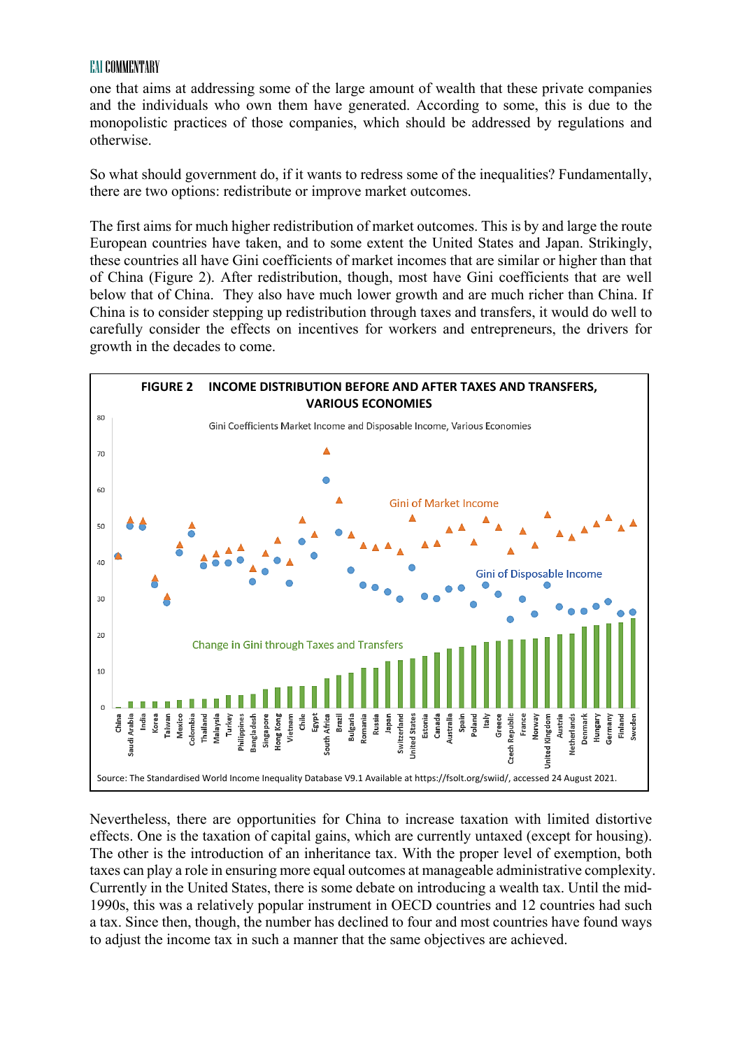one that aims at addressing some of the large amount of wealth that these private companies and the individuals who own them have generated. According to some, this is due to the monopolistic practices of those companies, which should be addressed by regulations and otherwise.

So what should government do, if it wants to redress some of the inequalities? Fundamentally, there are two options: redistribute or improve market outcomes.

The first aims for much higher redistribution of market outcomes. This is by and large the route European countries have taken, and to some extent the United States and Japan. Strikingly, these countries all have Gini coefficients of market incomes that are similar or higher than that of China (Figure 2). After redistribution, though, most have Gini coefficients that are well below that of China. They also have much lower growth and are much richer than China. If China is to consider stepping up redistribution through taxes and transfers, it would do well to carefully consider the effects on incentives for workers and entrepreneurs, the drivers for growth in the decades to come.

**FIGURE 2 INCOME DISTRIBUTION BEFORE AND AFTER TAXES AND TRANSFERS, VARIOUS ECONOMIES**

Gini Coefficients Market Income and Disposable Income, Various Economies

Source: The Standardised World Income Inequality Database V9.1 Available at https://fsolt.org/swiid/, accessed 24 August 2021.

Nevertheless, there are opportunities for China to increase taxation with limited distortive effects. One is the taxation of capital gains, which are currently untaxed (except for housing). The other is the introduction of an inheritance tax. With the proper level of exemption, both taxes can play a role in ensuring more equal outcomes at manageable administrative complexity. Currently in the United States, there is some debate on introducing a wealth tax. Until the mid-1990s, this was a relatively popular instrument in OECD countries and 12 countries had such a tax. Since then, though, the number has declined to four and most countries have found ways to adjust the income tax in such a manner that the same objectives are achieved.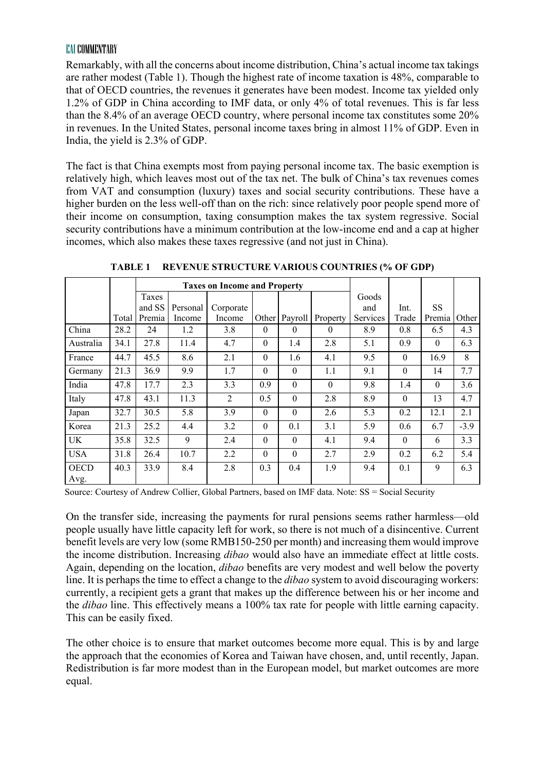Remarkably, with all the concerns about income distribution, China's actual income tax takings are rather modest (Table 1). Though the highest rate of income taxation is 48%, comparable to that of OECD countries, the revenues it generates have been modest. Income tax yielded only 1.2% of GDP in China according to IMF data, or only 4% of total revenues. This is far less than the 8.4% of an average OECD country, where personal income tax constitutes some 20% in revenues. In the United States, personal income taxes bring in almost 11% of GDP. Even in India, the yield is 2.3% of GDP.

The fact is that China exempts most from paying personal income tax. The basic exemption is relatively high, which leaves most out of the tax net. The bulk of China's tax revenues comes from VAT and consumption (luxury) taxes and social security contributions. These have a higher burden on the less well-off than on the rich: since relatively poor people spend more of their income on consumption, taxing consumption makes the tax system regressive. Social security contributions have a minimum contribution at the low-income end and a cap at higher incomes, which also makes these taxes regressive (and not just in China).

**TABLE 1 REVENUE STRUCTURE VARIOUS COUNTRIES (% OF GDP)**

| | | Taxes on Income and Property | | | | | | | | | |
|---|---|---|---|---|---|---|---|---|---|---|---|
| | Total | Taxes and SS Premia | Personal Income | Corporate Income | Other | Payroll | Property | Goods and Services | Int. Trade | SS Premia | Other |
| China | 28.2 | 24 | 1.2 | 3.8 | 0 | 0 | 0 | 8.9 | 0.8 | 6.5 | 4.3 |
| Australia | 34.1 | 27.8 | 11.4 | 4.7 | 0 | 1.4 | 2.8 | 5.1 | 0.9 | 0 | 6.3 |
| France | 44.7 | 45.5 | 8.6 | 2.1 | 0 | 1.6 | 4.1 | 9.5 | 0 | 16.9 | 8 |
| Germany | 21.3 | 36.9 | 9.9 | 1.7 | 0 | 0 | 1.1 | 9.1 | 0 | 14 | 7.7 |
| India | 47.8 | 17.7 | 2.3 | 3.3 | 0.9 | 0 | 0 | 9.8 | 1.4 | 0 | 3.6 |
| Italy | 47.8 | 43.1 | 11.3 | 2 | 0.5 | 0 | 2.8 | 8.9 | 0 | 13 | 4.7 |
| Japan | 32.7 | 30.5 | 5.8 | 3.9 | 0 | 0 | 2.6 | 5.3 | 0.2 | 12.1 | 2.1 |
| Korea | 21.3 | 25.2 | 4.4 | 3.2 | 0 | 0.1 | 3.1 | 5.9 | 0.6 | 6.7 | -3.9 |
| UK | 35.8 | 32.5 | 9 | 2.4 | 0 | 0 | 4.1 | 9.4 | 0 | 6 | 3.3 |
| USA | 31.8 | 26.4 | 10.7 | 2.2 | 0 | 0 | 2.7 | 2.9 | 0.2 | 6.2 | 5.4 |
| OECD Avg. | 40.3 | 33.9 | 8.4 | 2.8 | 0.3 | 0.4 | 1.9 | 9.4 | 0.1 | 9 | 6.3 |

Source: Courtesy of Andrew Collier, Global Partners, based on IMF data. Note: SS = Social Security

On the transfer side, increasing the payments for rural pensions seems rather harmless—old people usually have little capacity left for work, so there is not much of a disincentive. Current benefit levels are very low (some RMB150-250 per month) and increasing them would improve the income distribution. Increasing *dibao* would also have an immediate effect at little costs. Again, depending on the location, *dibao* benefits are very modest and well below the poverty line. It is perhaps the time to effect a change to the *dibao* system to avoid discouraging workers: currently, a recipient gets a grant that makes up the difference between his or her income and the *dibao* line. This effectively means a 100% tax rate for people with little earning capacity. This can be easily fixed.

The other choice is to ensure that market outcomes become more equal. This is by and large the approach that the economies of Korea and Taiwan have chosen, and, until recently, Japan. Redistribution is far more modest than in the European model, but market outcomes are more equal.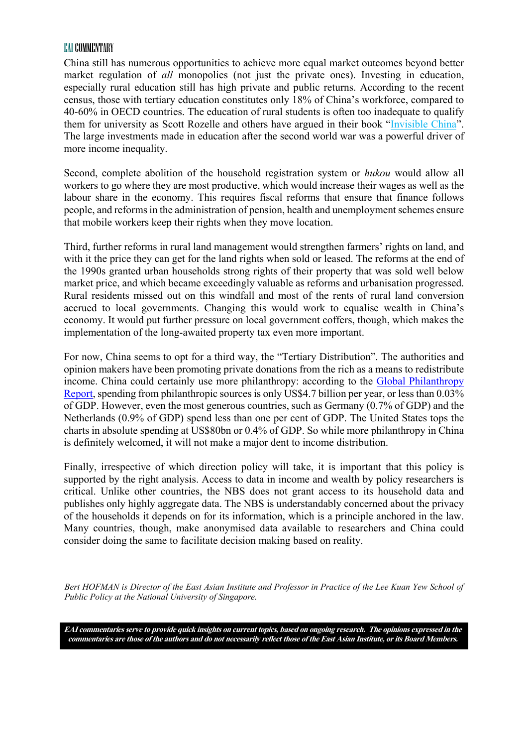China still has numerous opportunities to achieve more equal market outcomes beyond better market regulation of *all* monopolies (not just the private ones). Investing in education, especially rural education still has high private and public returns. According to the recent census, those with tertiary education constitutes only 18% of China's workforce, compared to 40-60% in OECD countries. The education of rural students is often too inadequate to qualify them for university as Scott Rozelle and others have argued in their book "Invisible China". The large investments made in education after the second world war was a powerful driver of more income inequality.

Second, complete abolition of the household registration system or *hukou* would allow all workers to go where they are most productive, which would increase their wages as well as the labour share in the economy. This requires fiscal reforms that ensure that finance follows people, and reforms in the administration of pension, health and unemployment schemes ensure that mobile workers keep their rights when they move location.

Third, further reforms in rural land management would strengthen farmers' rights on land, and with it the price they can get for the land rights when sold or leased. The reforms at the end of the 1990s granted urban households strong rights of their property that was sold well below market price, and which became exceedingly valuable as reforms and urbanisation progressed. Rural residents missed out on this windfall and most of the rents of rural land conversion accrued to local governments. Changing this would work to equalise wealth in China's economy. It would put further pressure on local government coffers, though, which makes the implementation of the long-awaited property tax even more important.

For now, China seems to opt for a third way, the "Tertiary Distribution". The authorities and opinion makers have been promoting private donations from the rich as a means to redistribute income. China could certainly use more philanthropy: according to the Global Philanthropy Report, spending from philanthropic sources is only US$4.7 billion per year, or less than 0.03% of GDP. However, even the most generous countries, such as Germany (0.7% of GDP) and the Netherlands (0.9% of GDP) spend less than one per cent of GDP. The United States tops the charts in absolute spending at US$80bn or 0.4% of GDP. So while more philanthropy in China is definitely welcomed, it will not make a major dent to income distribution.

Finally, irrespective of which direction policy will take, it is important that this policy is supported by the right analysis. Access to data in income and wealth by policy researchers is critical. Unlike other countries, the NBS does not grant access to its household data and publishes only highly aggregate data. The NBS is understandably concerned about the privacy of the households it depends on for its information, which is a principle anchored in the law. Many countries, though, make anonymised data available to researchers and China could consider doing the same to facilitate decision making based on reality.

*Bert HOFMAN is Director of the East Asian Institute and Professor in Practice of the Lee Kuan Yew School of Public Policy at the National University of Singapore.*

***EAI commentaries serve to provide quick insights on current topics, based on ongoing research. The opinions expressed in the commentaries are those of the authors and do not necessarily reflect those of the East Asian Institute, or its Board Members.***